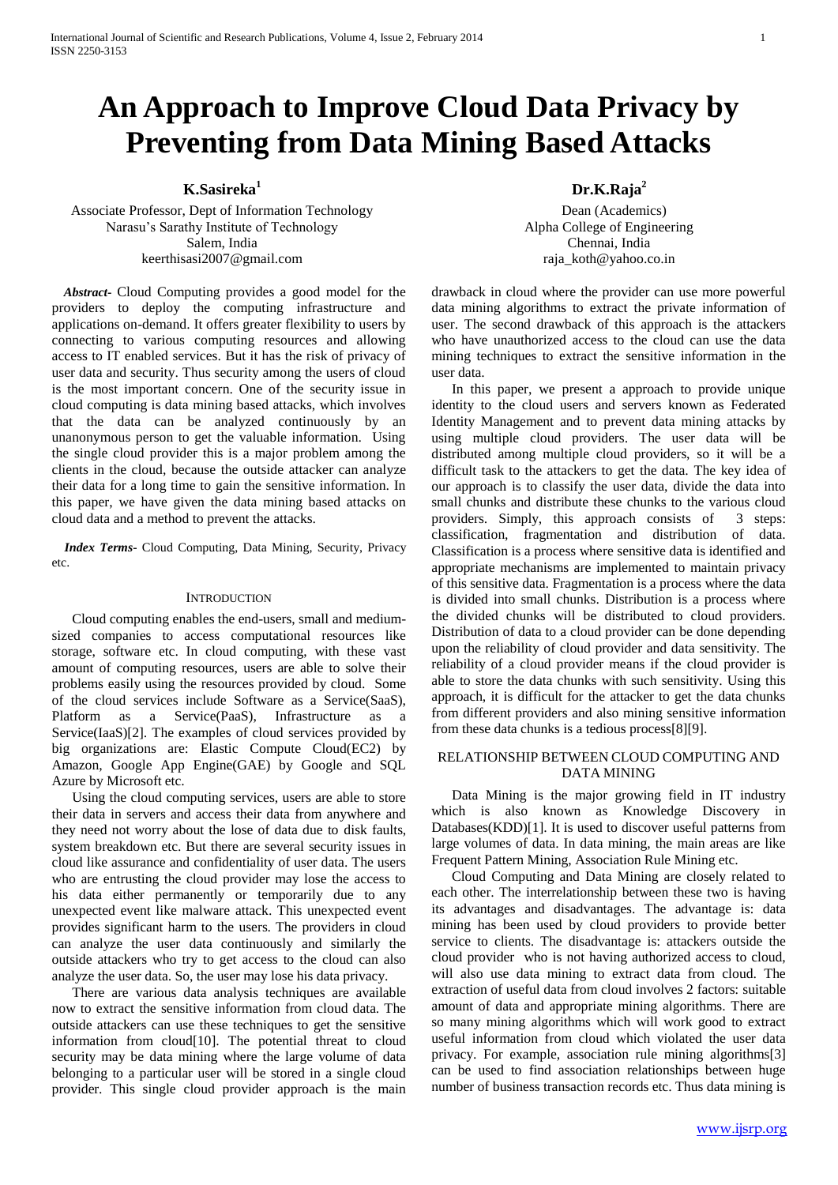# An Approach to Improve Cloud Data Privacy by Preventing from Data Mining Based Attacks

**K.Sasireka[1]**

Associate Professor, Dept of Information Technology
Narasu's Sarathy Institute of Technology
Salem, India
keerthisasi2007@gmail.com

**Dr.K.Raja[2]**

Dean (Academics)
Alpha College of Engineering
Chennai, India
raja_koth@yahoo.co.in

***Abstract-*** Cloud Computing provides a good model for the providers to deploy the computing infrastructure and applications on-demand. It offers greater flexibility to users by connecting to various computing resources and allowing access to IT enabled services. But it has the risk of privacy of user data and security. Thus security among the users of cloud is the most important concern. One of the security issue in cloud computing is data mining based attacks, which involves that the data can be analyzed continuously by an unanonymous person to get the valuable information. Using the single cloud provider this is a major problem among the clients in the cloud, because the outside attacker can analyze their data for a long time to gain the sensitive information. In this paper, we have given the data mining based attacks on cloud data and a method to prevent the attacks.

***Index Terms-*** Cloud Computing, Data Mining, Security, Privacy etc.

## INTRODUCTION

Cloud computing enables the end-users, small and medium-sized companies to access computational resources like storage, software etc. In cloud computing, with these vast amount of computing resources, users are able to solve their problems easily using the resources provided by cloud. Some of the cloud services include Software as a Service(SaaS), Platform as a Service(PaaS), Infrastructure as a Service(IaaS)[2]. The examples of cloud services provided by big organizations are: Elastic Compute Cloud(EC2) by Amazon, Google App Engine(GAE) by Google and SQL Azure by Microsoft etc.

Using the cloud computing services, users are able to store their data in servers and access their data from anywhere and they need not worry about the lose of data due to disk faults, system breakdown etc. But there are several security issues in cloud like assurance and confidentiality of user data. The users who are entrusting the cloud provider may lose the access to his data either permanently or temporarily due to any unexpected event like malware attack. This unexpected event provides significant harm to the users. The providers in cloud can analyze the user data continuously and similarly the outside attackers who try to get access to the cloud can also analyze the user data. So, the user may lose his data privacy.

There are various data analysis techniques are available now to extract the sensitive information from cloud data. The outside attackers can use these techniques to get the sensitive information from cloud[10]. The potential threat to cloud security may be data mining where the large volume of data belonging to a particular user will be stored in a single cloud provider. This single cloud provider approach is the main drawback in cloud where the provider can use more powerful data mining algorithms to extract the private information of user. The second drawback of this approach is the attackers who have unauthorized access to the cloud can use the data mining techniques to extract the sensitive information in the user data.

In this paper, we present a approach to provide unique identity to the cloud users and servers known as Federated Identity Management and to prevent data mining attacks by using multiple cloud providers. The user data will be distributed among multiple cloud providers, so it will be a difficult task to the attackers to get the data. The key idea of our approach is to classify the user data, divide the data into small chunks and distribute these chunks to the various cloud providers. Simply, this approach consists of 3 steps: classification, fragmentation and distribution of data. Classification is a process where sensitive data is identified and appropriate mechanisms are implemented to maintain privacy of this sensitive data. Fragmentation is a process where the data is divided into small chunks. Distribution is a process where the divided chunks will be distributed to cloud providers. Distribution of data to a cloud provider can be done depending upon the reliability of cloud provider and data sensitivity. The reliability of a cloud provider means if the cloud provider is able to store the data chunks with such sensitivity. Using this approach, it is difficult for the attacker to get the data chunks from different providers and also mining sensitive information from these data chunks is a tedious process[8][9].

## RELATIONSHIP BETWEEN CLOUD COMPUTING AND DATA MINING

Data Mining is the major growing field in IT industry which is also known as Knowledge Discovery in Databases(KDD)[1]. It is used to discover useful patterns from large volumes of data. In data mining, the main areas are like Frequent Pattern Mining, Association Rule Mining etc.

Cloud Computing and Data Mining are closely related to each other. The interrelationship between these two is having its advantages and disadvantages. The advantage is: data mining has been used by cloud providers to provide better service to clients. The disadvantage is: attackers outside the cloud provider who is not having authorized access to cloud, will also use data mining to extract data from cloud. The extraction of useful data from cloud involves 2 factors: suitable amount of data and appropriate mining algorithms. There are so many mining algorithms which will work good to extract useful information from cloud which violated the user data privacy. For example, association rule mining algorithms[3] can be used to find association relationships between huge number of business transaction records etc. Thus data mining is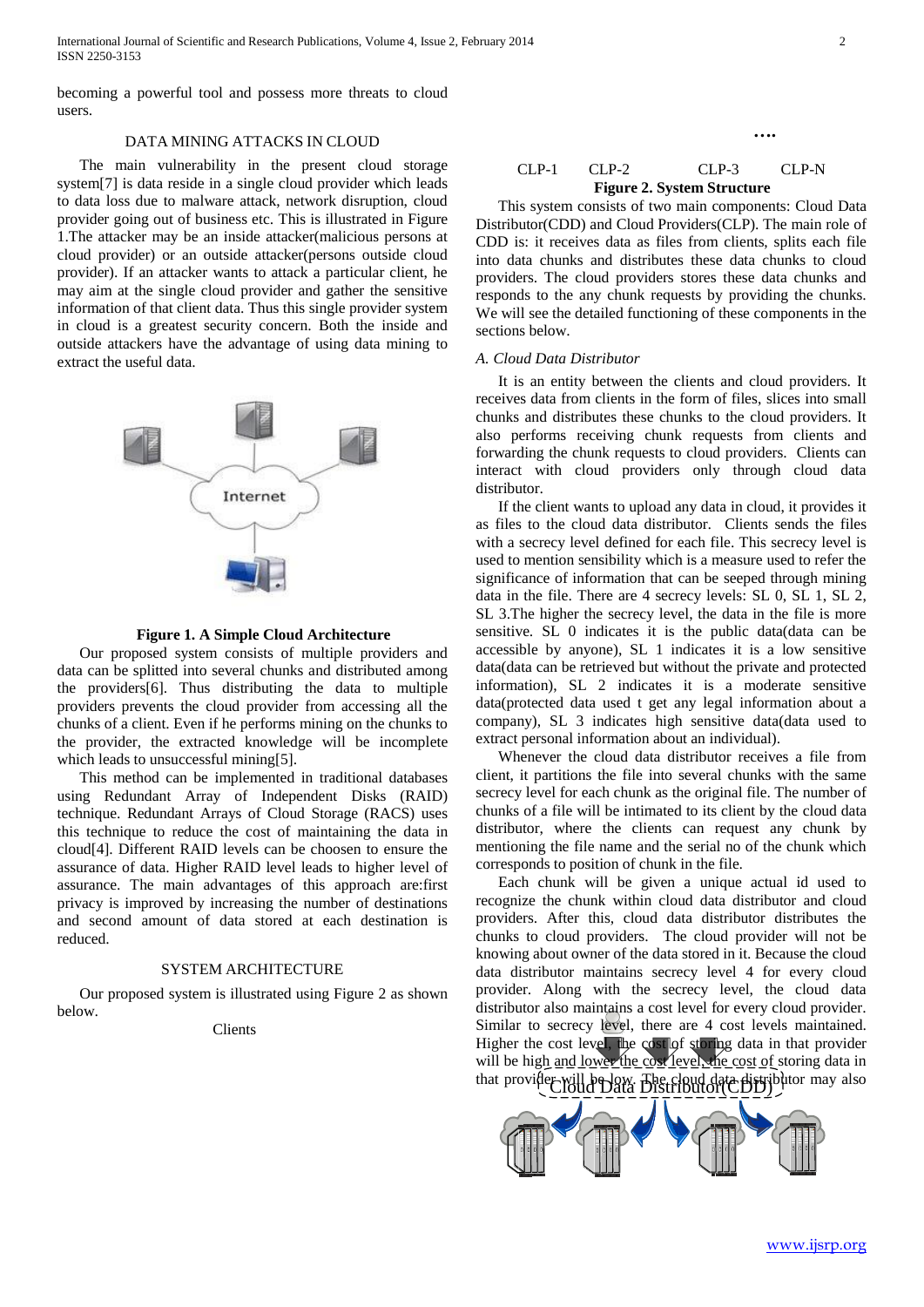becoming a powerful tool and possess more threats to cloud users.

## DATA MINING ATTACKS IN CLOUD

The main vulnerability in the present cloud storage system[7] is data reside in a single cloud provider which leads to data loss due to malware attack, network disruption, cloud provider going out of business etc. This is illustrated in Figure 1.The attacker may be an inside attacker(malicious persons at cloud provider) or an outside attacker(persons outside cloud provider). If an attacker wants to attack a particular client, he may aim at the single cloud provider and gather the sensitive information of that client data. Thus this single provider system in cloud is a greatest security concern. Both the inside and outside attackers have the advantage of using data mining to extract the useful data.

Internet

**Figure 1. A Simple Cloud Architecture**

Our proposed system consists of multiple providers and data can be splitted into several chunks and distributed among the providers[6]. Thus distributing the data to multiple providers prevents the cloud provider from accessing all the chunks of a client. Even if he performs mining on the chunks to the provider, the extracted knowledge will be incomplete which leads to unsuccessful mining[5].

This method can be implemented in traditional databases using Redundant Array of Independent Disks (RAID) technique. Redundant Arrays of Cloud Storage (RACS) uses this technique to reduce the cost of maintaining the data in cloud[4]. Different RAID levels can be choosen to ensure the assurance of data. Higher RAID level leads to higher level of assurance. The main advantages of this approach are:first privacy is improved by increasing the number of destinations and second amount of data stored at each destination is reduced.

## SYSTEM ARCHITECTURE

Our proposed system is illustrated using Figure 2 as shown below.

Clients

Cloud Data Distributor(CDD)

….

CLP-1 CLP-2 CLP-3 CLP-N

**Figure 2. System Structure**

This system consists of two main components: Cloud Data Distributor(CDD) and Cloud Providers(CLP). The main role of CDD is: it receives data as files from clients, splits each file into data chunks and distributes these data chunks to cloud providers. The cloud providers stores these data chunks and responds to the any chunk requests by providing the chunks. We will see the detailed functioning of these components in the sections below.

### *A. Cloud Data Distributor*

It is an entity between the clients and cloud providers. It receives data from clients in the form of files, slices into small chunks and distributes these chunks to the cloud providers. It also performs receiving chunk requests from clients and forwarding the chunk requests to cloud providers. Clients can interact with cloud providers only through cloud data distributor.

If the client wants to upload any data in cloud, it provides it as files to the cloud data distributor. Clients sends the files with a secrecy level defined for each file. This secrecy level is used to mention sensibility which is a measure used to refer the significance of information that can be seeped through mining data in the file. There are 4 secrecy levels: SL 0, SL 1, SL 2, SL 3.The higher the secrecy level, the data in the file is more sensitive. SL 0 indicates it is the public data(data can be accessible by anyone), SL 1 indicates it is a low sensitive data(data can be retrieved but without the private and protected information), SL 2 indicates it is a moderate sensitive data(protected data used t get any legal information about a company), SL 3 indicates high sensitive data(data used to extract personal information about an individual).

Whenever the cloud data distributor receives a file from client, it partitions the file into several chunks with the same secrecy level for each chunk as the original file. The number of chunks of a file will be intimated to its client by the cloud data distributor, where the clients can request any chunk by mentioning the file name and the serial no of the chunk which corresponds to position of chunk in the file.

Each chunk will be given a unique actual id used to recognize the chunk within cloud data distributor and cloud providers. After this, cloud data distributor distributes the chunks to cloud providers. The cloud provider will not be knowing about owner of the data stored in it. Because the cloud data distributor maintains secrecy level 4 for every cloud provider. Along with the secrecy level, the cloud data distributor also maintains a cost level for every cloud provider. Similar to secrecy level, there are 4 cost levels maintained. Higher the cost level, the cost of storing data in that provider will be high and lower the cost level, the cost of storing data in that provider will be low. The cloud data distributor may also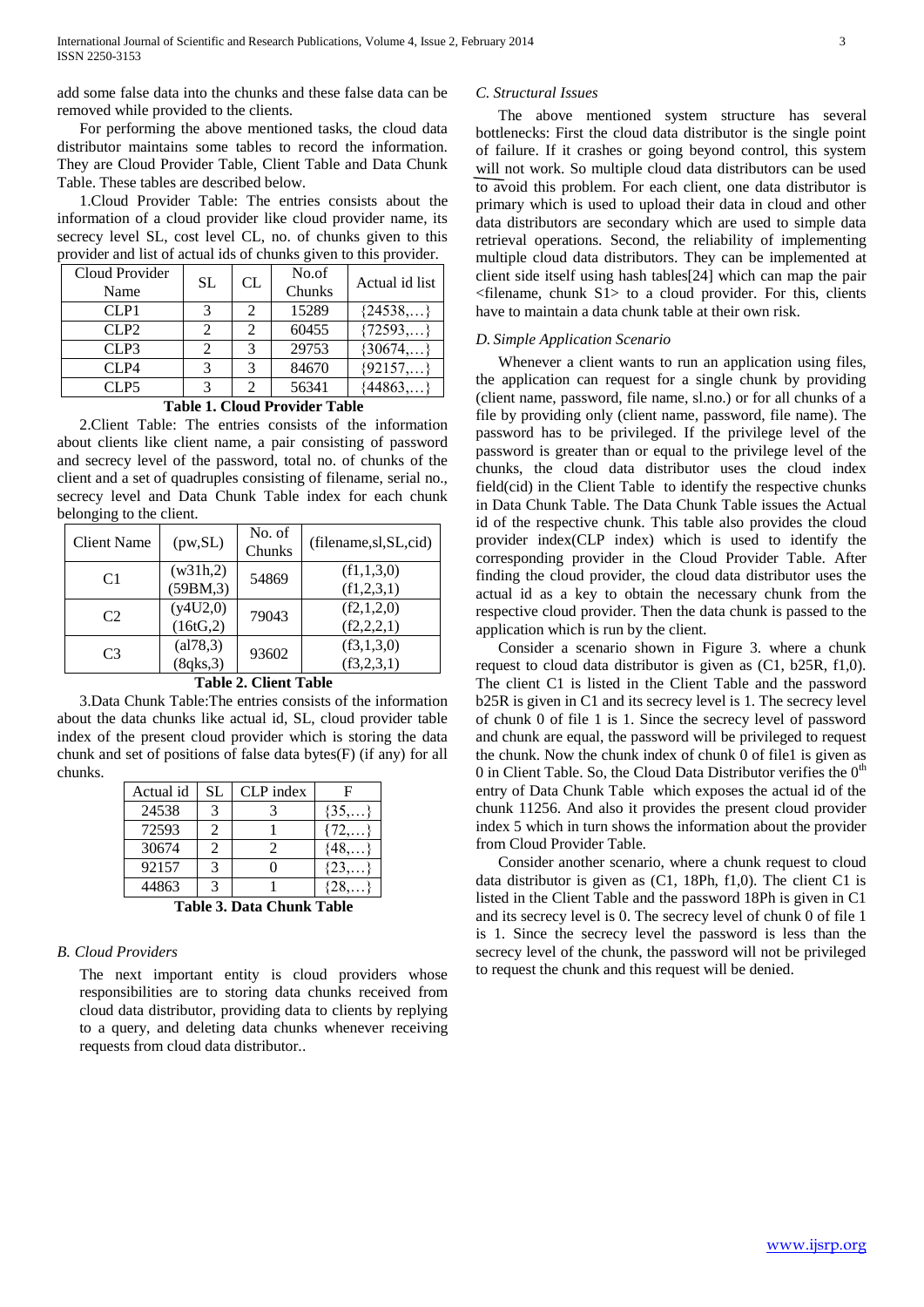add some false data into the chunks and these false data can be removed while provided to the clients.

For performing the above mentioned tasks, the cloud data distributor maintains some tables to record the information. They are Cloud Provider Table, Client Table and Data Chunk Table. These tables are described below.

1.Cloud Provider Table: The entries consists about the information of a cloud provider like cloud provider name, its secrecy level SL, cost level CL, no. of chunks given to this provider and list of actual ids of chunks given to this provider.

| Cloud Provider Name | SL | CL | No.of Chunks | Actual id list |
|---|---|---|---|---|
| CLP1 | 3 | 2 | 15289 | {24538,…} |
| CLP2 | 2 | 2 | 60455 | {72593,…} |
| CLP3 | 2 | 3 | 29753 | {30674,…} |
| CLP4 | 3 | 3 | 84670 | {92157,…} |
| CLP5 | 3 | 2 | 56341 | {44863,…} |

**Table 1. Cloud Provider Table**

2.Client Table: The entries consists of the information about clients like client name, a pair consisting of password and secrecy level of the password, total no. of chunks of the client and a set of quadruples consisting of filename, serial no., secrecy level and Data Chunk Table index for each chunk belonging to the client.

| Client Name | (pw,SL) | No. of Chunks | (filename,sl,SL,cid) |
|---|---|---|---|
| C1 | (w31h,2) (59BM,3) | 54869 | (f1,1,3,0) (f1,2,3,1) |
| C2 | (y4U2,0) (16tG,2) | 79043 | (f2,1,2,0) (f2,2,2,1) |
| C3 | (al78,3) (8qks,3) | 93602 | (f3,1,3,0) (f3,2,3,1) |

**Table 2. Client Table**

3.Data Chunk Table:The entries consists of the information about the data chunks like actual id, SL, cloud provider table index of the present cloud provider which is storing the data chunk and set of positions of false data bytes(F) (if any) for all chunks.

| Actual id | SL | CLP index | F |
|---|---|---|---|
| 24538 | 3 | 3 | {35,…} |
| 72593 | 2 | 1 | {72,…} |
| 30674 | 2 | 2 | {48,…} |
| 92157 | 3 | 0 | {23,…} |
| 44863 | 3 | 1 | {28,…} |

**Table 3. Data Chunk Table**

### *B. Cloud Providers*

The next important entity is cloud providers whose responsibilities are to storing data chunks received from cloud data distributor, providing data to clients by replying to a query, and deleting data chunks whenever receiving requests from cloud data distributor..

### *C. Structural Issues*

The above mentioned system structure has several bottlenecks: First the cloud data distributor is the single point of failure. If it crashes or going beyond control, this system will not work. So multiple cloud data distributors can be used to avoid this problem. For each client, one data distributor is primary which is used to upload their data in cloud and other data distributors are secondary which are used to simple data retrieval operations. Second, the reliability of implementing multiple cloud data distributors. They can be implemented at client side itself using hash tables[24] which can map the pair <filename, chunk S1> to a cloud provider. For this, clients have to maintain a data chunk table at their own risk.

### *D. Simple Application Scenario*

Whenever a client wants to run an application using files, the application can request for a single chunk by providing (client name, password, file name, sl.no.) or for all chunks of a file by providing only (client name, password, file name). The password has to be privileged. If the privilege level of the password is greater than or equal to the privilege level of the chunks, the cloud data distributor uses the cloud index field(cid) in the Client Table to identify the respective chunks in Data Chunk Table. The Data Chunk Table issues the Actual id of the respective chunk. This table also provides the cloud provider index(CLP index) which is used to identify the corresponding provider in the Cloud Provider Table. After finding the cloud provider, the cloud data distributor uses the actual id as a key to obtain the necessary chunk from the respective cloud provider. Then the data chunk is passed to the application which is run by the client.

Consider a scenario shown in Figure 3. where a chunk request to cloud data distributor is given as (C1, b25R, f1,0). The client C1 is listed in the Client Table and the password b25R is given in C1 and its secrecy level is 1. The secrecy level of chunk 0 of file 1 is 1. Since the secrecy level of password and chunk are equal, the password will be privileged to request the chunk. Now the chunk index of chunk 0 of file1 is given as 0 in Client Table. So, the Cloud Data Distributor verifies the $0^{th}$ entry of Data Chunk Table which exposes the actual id of the chunk 11256. And also it provides the present cloud provider index 5 which in turn shows the information about the provider from Cloud Provider Table.

Consider another scenario, where a chunk request to cloud data distributor is given as (C1, 18Ph, f1,0). The client C1 is listed in the Client Table and the password 18Ph is given in C1 and its secrecy level is 0. The secrecy level of chunk 0 of file 1 is 1. Since the secrecy level the password is less than the secrecy level of the chunk, the password will not be privileged to request the chunk and this request will be denied.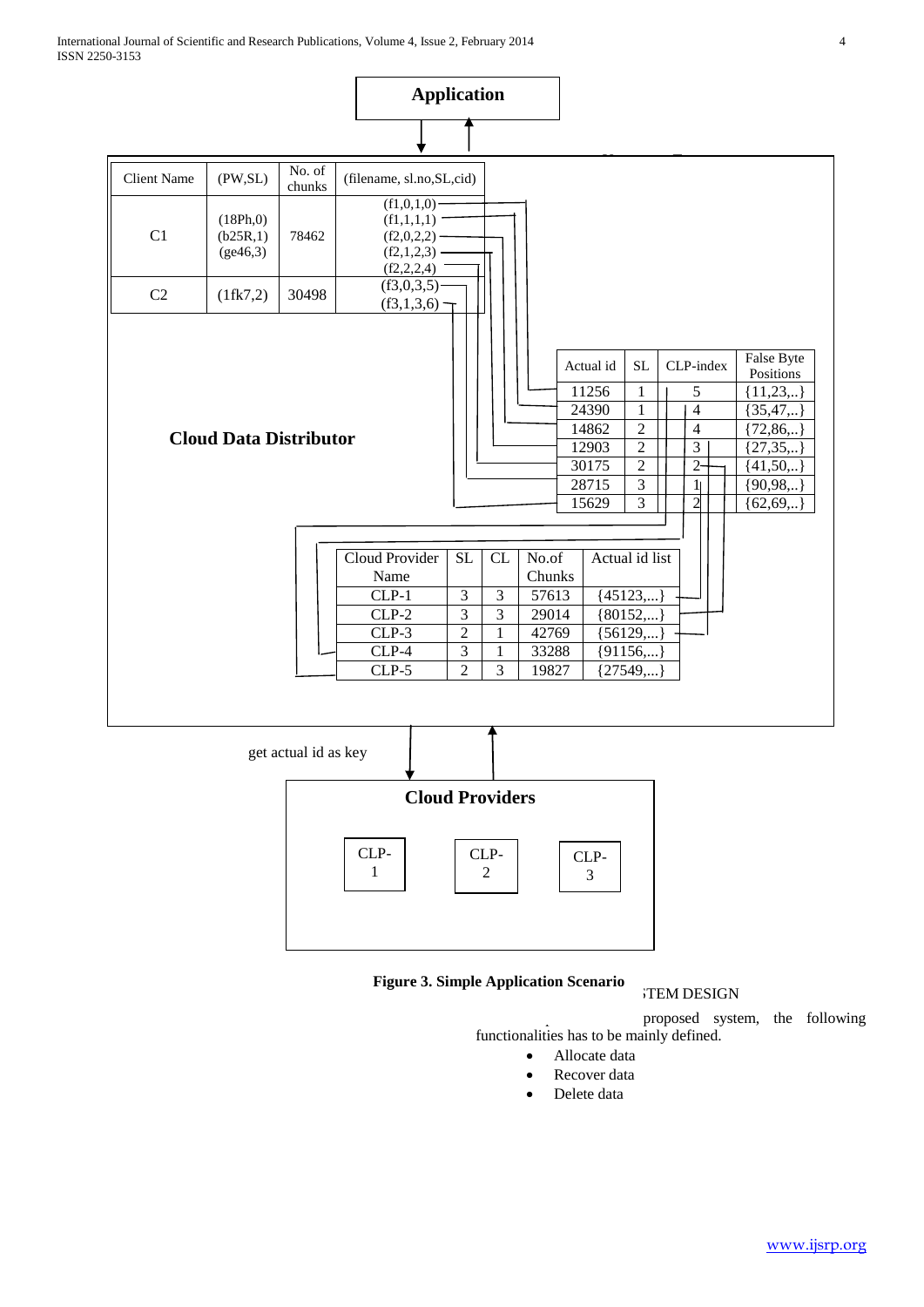| Client Name | (PW,SL) | No. of chunks | (filename, sl.no,SL,cid) |
|---|---|---|---|
| C1 | (18Ph,0) (b25R,1) (ge46,3) | 78462 | (f1,0,1,0) (f1,1,1,1) (f2,0,2,2) (f2,1,2,3) (f2,2,2,4) |
| C2 | (1fk7,2) | 30498 | (f3,0,3,5) (f3,1,3,6) |

| Actual id | SL | CLP-index | False Byte Positions |
|---|---|---|---|
| 11256 | 1 | 5 | {11,23,..} |
| 24390 | 1 | 4 | {35,47,..} |
| 14862 | 2 | 4 | {72,86,..} |
| 12903 | 2 | 3 | {27,35,..} |
| 30175 | 2 | 2 | {41,50,..} |
| 28715 | 3 | 1 | {90,98,..} |
| 15629 | 3 | 2 | {62,69,..} |

| Cloud Provider Name | SL | CL | No.of Chunks | Actual id list |
|---|---|---|---|---|
| CLP-1 | 3 | 3 | 57613 | {45123,...} |
| CLP-2 | 3 | 3 | 29014 | {80152,...} |
| CLP-3 | 2 | 1 | 42769 | {56129,...} |
| CLP-4 | 3 | 1 | 33288 | {91156,...} |
| CLP-5 | 2 | 3 | 19827 | {27549,...} |

Application

Cloud Data Distributor

get actual id as key

Cloud Providers

CLP-1 CLP-2 CLP-3

**Figure 3. Simple Application Scenario**

proposed system, the following functionalities has to be mainly defined.

- Allocate data
- Recover data
- Delete data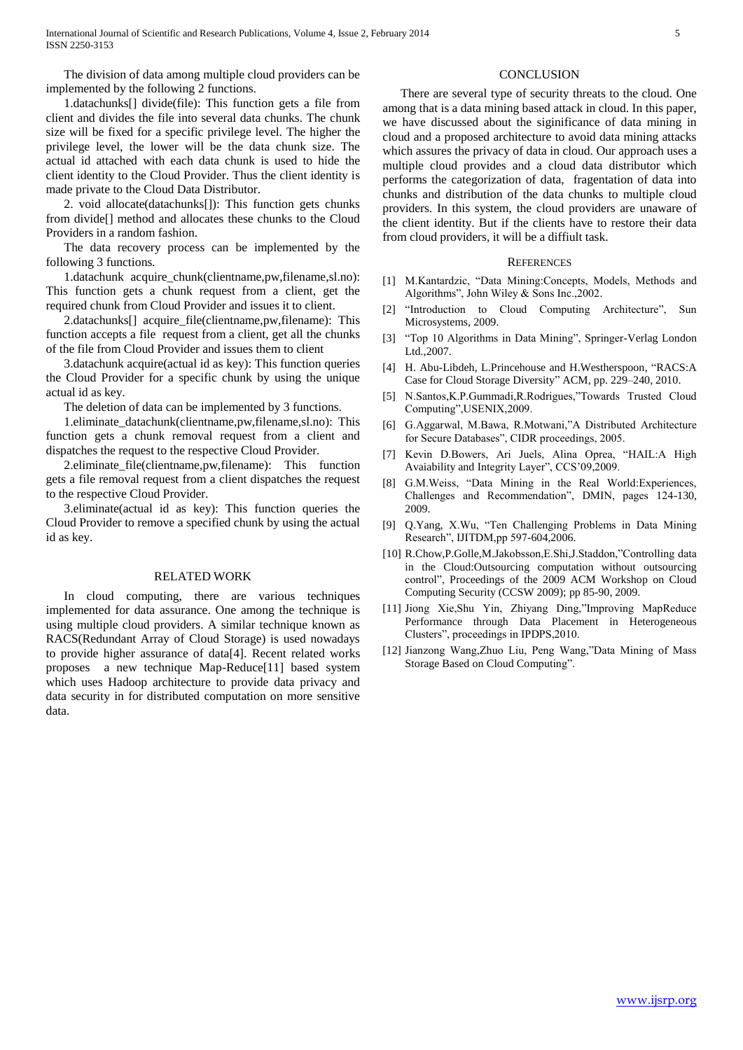The division of data among multiple cloud providers can be implemented by the following 2 functions.

1.datachunks[] divide(file): This function gets a file from client and divides the file into several data chunks. The chunk size will be fixed for a specific privilege level. The higher the privilege level, the lower will be the data chunk size. The actual id attached with each data chunk is used to hide the client identity to the Cloud Provider. Thus the client identity is made private to the Cloud Data Distributor.

2. void allocate(datachunks[]): This function gets chunks from divide[] method and allocates these chunks to the Cloud Providers in a random fashion.

The data recovery process can be implemented by the following 3 functions.

1.datachunk acquire_chunk(clientname,pw,filename,sl.no): This function gets a chunk request from a client, get the required chunk from Cloud Provider and issues it to client.

2.datachunks[] acquire_file(clientname,pw,filename): This function accepts a file request from a client, get all the chunks of the file from Cloud Provider and issues them to client

3.datachunk acquire(actual id as key): This function queries the Cloud Provider for a specific chunk by using the unique actual id as key.

The deletion of data can be implemented by 3 functions.

1.eliminate_datachunk(clientname,pw,filename,sl.no): This function gets a chunk removal request from a client and dispatches the request to the respective Cloud Provider.

2.eliminate_file(clientname,pw,filename): This function gets a file removal request from a client dispatches the request to the respective Cloud Provider.

3.eliminate(actual id as key): This function queries the Cloud Provider to remove a specified chunk by using the actual id as key.

## RELATED WORK

In cloud computing, there are various techniques implemented for data assurance. One among the technique is using multiple cloud providers. A similar technique known as RACS(Redundant Array of Cloud Storage) is used nowadays to provide higher assurance of data[4]. Recent related works proposes a new technique Map-Reduce[11] based system which uses Hadoop architecture to provide data privacy and data security in for distributed computation on more sensitive data.

## CONCLUSION

There are several type of security threats to the cloud. One among that is a data mining based attack in cloud. In this paper, we have discussed about the siginificance of data mining in cloud and a proposed architecture to avoid data mining attacks which assures the privacy of data in cloud. Our approach uses a multiple cloud provides and a cloud data distributor which performs the categorization of data, fragentation of data into chunks and distribution of the data chunks to multiple cloud providers. In this system, the cloud providers are unaware of the client identity. But if the clients have to restore their data from cloud providers, it will be a diffiult task.

## REFERENCES

[1] M.Kantardzic, "Data Mining:Concepts, Models, Methods and Algorithms", John Wiley & Sons Inc.,2002.

[2] "Introduction to Cloud Computing Architecture", Sun Microsystems, 2009.

[3] "Top 10 Algorithms in Data Mining", Springer-Verlag London Ltd.,2007.

[4] H. Abu-Libdeh, L.Princehouse and H.Westherspoon, "RACS:A Case for Cloud Storage Diversity" ACM, pp. 229–240, 2010.

[5] N.Santos,K.P.Gummadi,R.Rodrigues,"Towards Trusted Cloud Computing",USENIX,2009.

[6] G.Aggarwal, M.Bawa, R.Motwani,"A Distributed Architecture for Secure Databases", CIDR proceedings, 2005.

[7] Kevin D.Bowers, Ari Juels, Alina Oprea, "HAIL:A High Avaiability and Integrity Layer", CCS'09,2009.

[8] G.M.Weiss, "Data Mining in the Real World:Experiences, Challenges and Recommendation", DMIN, pages 124-130, 2009.

[9] Q.Yang, X.Wu, "Ten Challenging Problems in Data Mining Research", IJITDM,pp 597-604,2006.

[10] R.Chow,P.Golle,M.Jakobsson,E.Shi,J.Staddon,"Controlling data in the Cloud:Outsourcing computation without outsourcing control", Proceedings of the 2009 ACM Workshop on Cloud Computing Security (CCSW 2009); pp 85-90, 2009.

[11] Jiong Xie,Shu Yin, Zhiyang Ding,"Improving MapReduce Performance through Data Placement in Heterogeneous Clusters", proceedings in IPDPS,2010.

[12] Jianzong Wang,Zhuo Liu, Peng Wang,"Data Mining of Mass Storage Based on Cloud Computing".